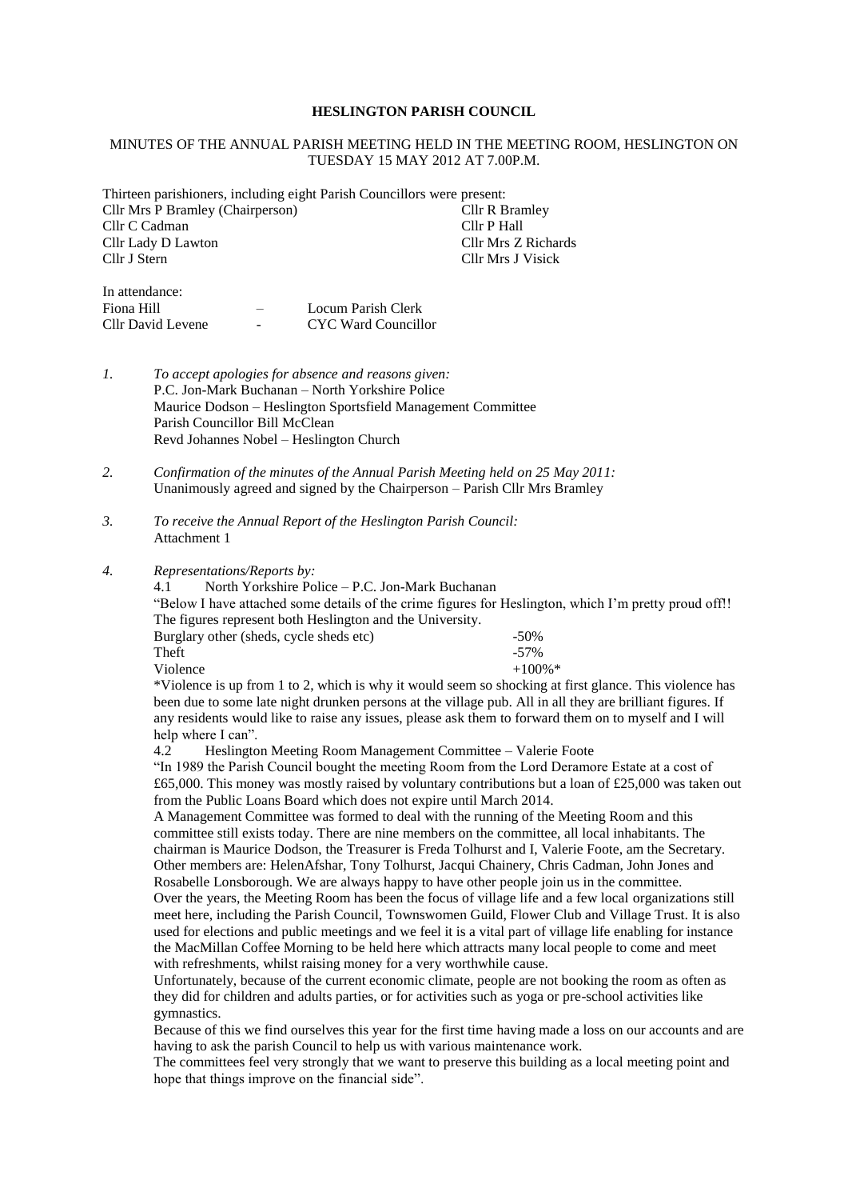**HESLINGTON PARISH COUNCIL**

MINUTES OF THE ANNUAL PARISH MEETING HELD IN THE MEETING ROOM, HESLINGTON ON TUESDAY 15 MAY 2012 AT 7.00P.M.

Thirteen parishioners, including eight Parish Councillors were present:

| | |
|---|---|
| Cllr Mrs P Bramley (Chairperson) | Cllr R Bramley |
| Cllr C Cadman | Cllr P Hall |
| Cllr Lady D Lawton | Cllr Mrs Z Richards |
| Cllr J Stern | Cllr Mrs J Visick |

In attendance:

| | | |
|---|---|---|
| Fiona Hill | – | Locum Parish Clerk |
| Cllr David Levene | - | CYC Ward Councillor |

*1. To accept apologies for absence and reasons given:*

P.C. Jon-Mark Buchanan – North Yorkshire Police
Maurice Dodson – Heslington Sportsfield Management Committee
Parish Councillor Bill McClean
Revd Johannes Nobel – Heslington Church

*2. Confirmation of the minutes of the Annual Parish Meeting held on 25 May 2011:*

Unanimously agreed and signed by the Chairperson – Parish Cllr Mrs Bramley

*3. To receive the Annual Report of the Heslington Parish Council:*

Attachment 1

*4. Representations/Reports by:*

4.1 North Yorkshire Police – P.C. Jon-Mark Buchanan

"Below I have attached some details of the crime figures for Heslington, which I'm pretty proud off!! The figures represent both Heslington and the University.

| | |
|---|---|
| Burglary other (sheds, cycle sheds etc) | -50% |
| Theft | -57% |
| Violence | +100%* |

*Violence is up from 1 to 2, which is why it would seem so shocking at first glance. This violence has been due to some late night drunken persons at the village pub. All in all they are brilliant figures. If any residents would like to raise any issues, please ask them to forward them on to myself and I will help where I can".

4.2 Heslington Meeting Room Management Committee – Valerie Foote

"In 1989 the Parish Council bought the meeting Room from the Lord Deramore Estate at a cost of £65,000. This money was mostly raised by voluntary contributions but a loan of £25,000 was taken out from the Public Loans Board which does not expire until March 2014.

A Management Committee was formed to deal with the running of the Meeting Room and this committee still exists today. There are nine members on the committee, all local inhabitants. The chairman is Maurice Dodson, the Treasurer is Freda Tolhurst and I, Valerie Foote, am the Secretary. Other members are: HelenAfshar, Tony Tolhurst, Jacqui Chainery, Chris Cadman, John Jones and Rosabelle Lonsborough. We are always happy to have other people join us in the committee.

Over the years, the Meeting Room has been the focus of village life and a few local organizations still meet here, including the Parish Council, Townswomen Guild, Flower Club and Village Trust. It is also used for elections and public meetings and we feel it is a vital part of village life enabling for instance the MacMillan Coffee Morning to be held here which attracts many local people to come and meet with refreshments, whilst raising money for a very worthwhile cause.

Unfortunately, because of the current economic climate, people are not booking the room as often as they did for children and adults parties, or for activities such as yoga or pre-school activities like gymnastics.

Because of this we find ourselves this year for the first time having made a loss on our accounts and are having to ask the parish Council to help us with various maintenance work.

The committees feel very strongly that we want to preserve this building as a local meeting point and hope that things improve on the financial side".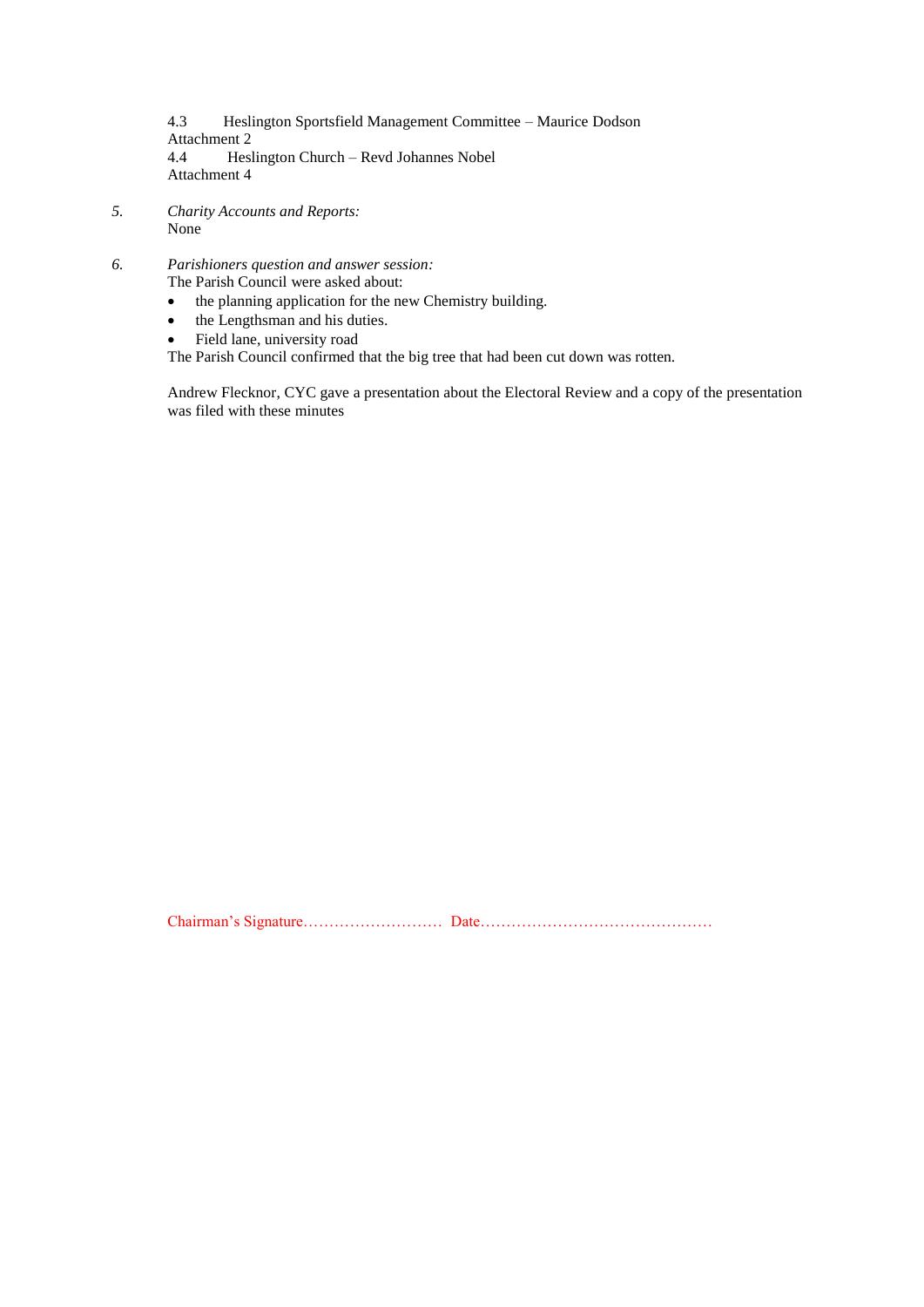4.3 Heslington Sportsfield Management Committee – Maurice Dodson
Attachment 2
4.4 Heslington Church – Revd Johannes Nobel
Attachment 4

5. *Charity Accounts and Reports:*
None

6. *Parishioners question and answer session:*
The Parish Council were asked about:

- the planning application for the new Chemistry building.
- the Lengthsman and his duties.
- Field lane, university road

The Parish Council confirmed that the big tree that had been cut down was rotten.

Andrew Flecknor, CYC gave a presentation about the Electoral Review and a copy of the presentation was filed with these minutes

Chairman's Signature……………………… Date………………………………………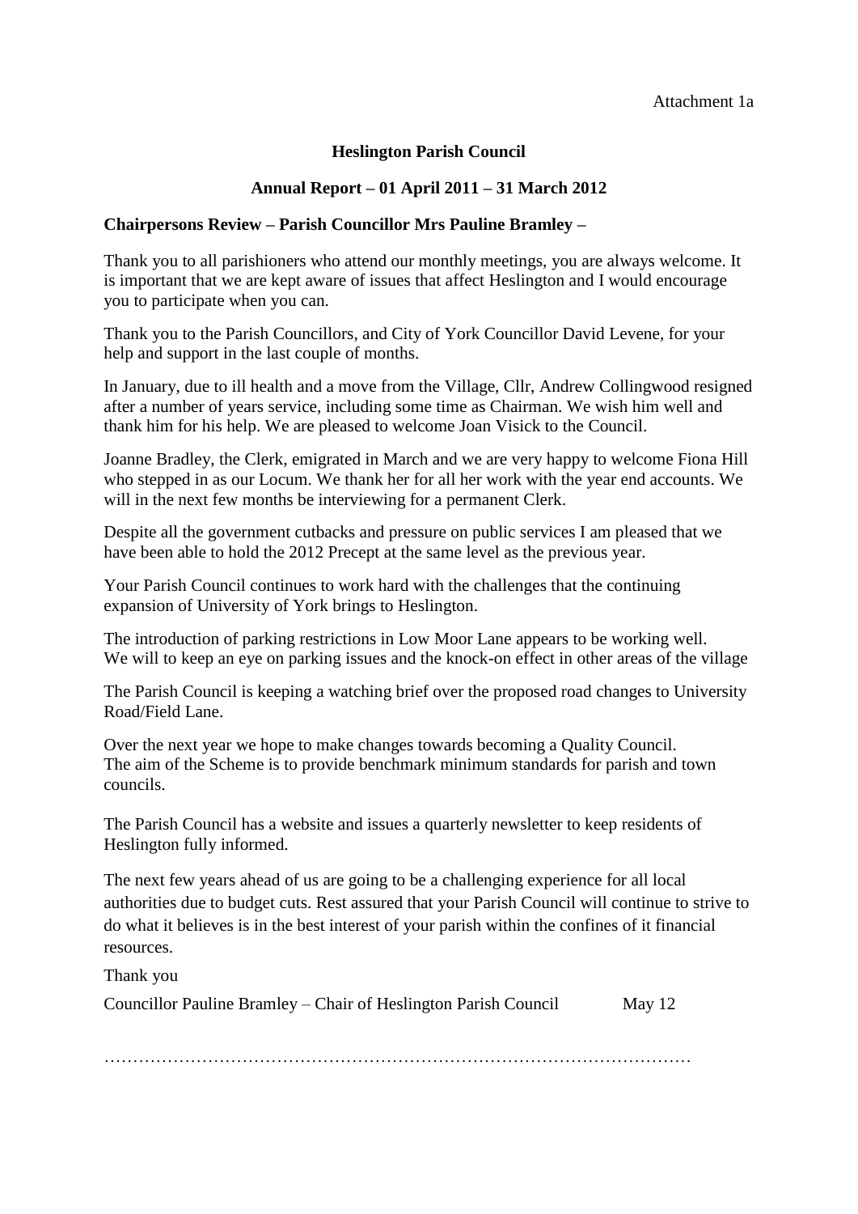Attachment 1a

# Heslington Parish Council

## Annual Report – 01 April 2011 – 31 March 2012

### Chairpersons Review – Parish Councillor Mrs Pauline Bramley –

Thank you to all parishioners who attend our monthly meetings, you are always welcome. It is important that we are kept aware of issues that affect Heslington and I would encourage you to participate when you can.

Thank you to the Parish Councillors, and City of York Councillor David Levene, for your help and support in the last couple of months.

In January, due to ill health and a move from the Village, Cllr, Andrew Collingwood resigned after a number of years service, including some time as Chairman. We wish him well and thank him for his help. We are pleased to welcome Joan Visick to the Council.

Joanne Bradley, the Clerk, emigrated in March and we are very happy to welcome Fiona Hill who stepped in as our Locum. We thank her for all her work with the year end accounts. We will in the next few months be interviewing for a permanent Clerk.

Despite all the government cutbacks and pressure on public services I am pleased that we have been able to hold the 2012 Precept at the same level as the previous year.

Your Parish Council continues to work hard with the challenges that the continuing expansion of University of York brings to Heslington.

The introduction of parking restrictions in Low Moor Lane appears to be working well. We will to keep an eye on parking issues and the knock-on effect in other areas of the village

The Parish Council is keeping a watching brief over the proposed road changes to University Road/Field Lane.

Over the next year we hope to make changes towards becoming a Quality Council. The aim of the Scheme is to provide benchmark minimum standards for parish and town councils.

The Parish Council has a website and issues a quarterly newsletter to keep residents of Heslington fully informed.

The next few years ahead of us are going to be a challenging experience for all local authorities due to budget cuts. Rest assured that your Parish Council will continue to strive to do what it believes is in the best interest of your parish within the confines of it financial resources.

Thank you

Councillor Pauline Bramley – Chair of Heslington Parish Council May 12

…………………………………………………………………………………………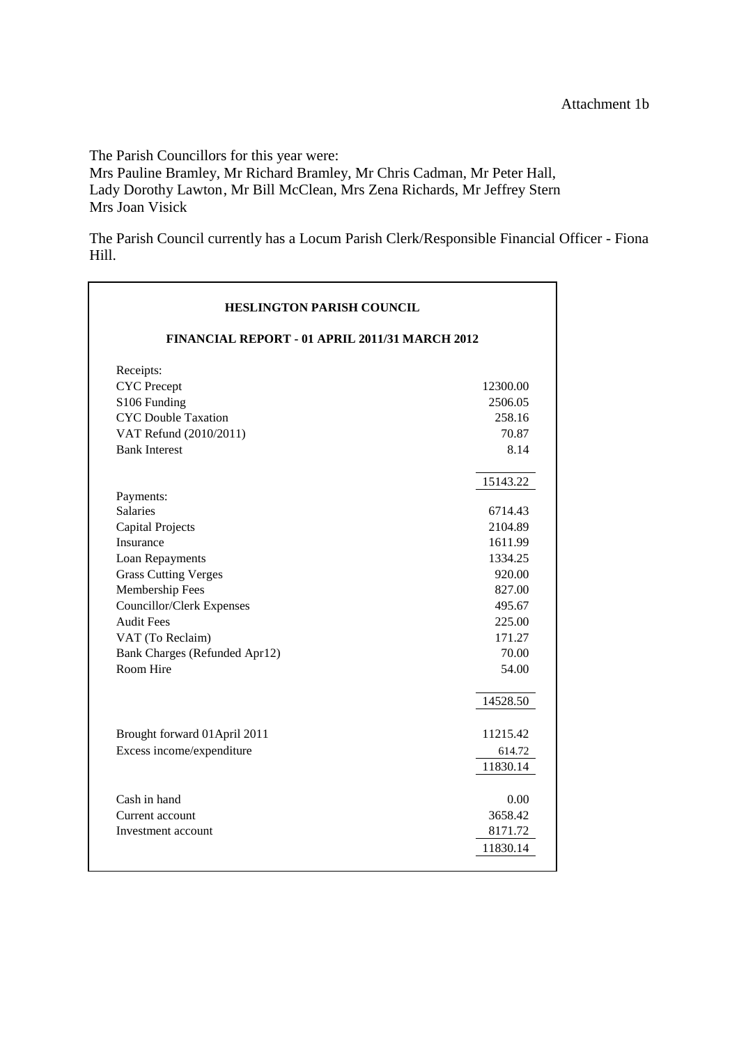Attachment 1b

The Parish Councillors for this year were:
Mrs Pauline Bramley, Mr Richard Bramley, Mr Chris Cadman, Mr Peter Hall, Lady Dorothy Lawton, Mr Bill McClean, Mrs Zena Richards, Mr Jeffrey Stern Mrs Joan Visick

The Parish Council currently has a Locum Parish Clerk/Responsible Financial Officer - Fiona Hill.

**HESLINGTON PARISH COUNCIL**

**FINANCIAL REPORT - 01 APRIL 2011/31 MARCH 2012**

| | |
|---|---|
| Receipts: | |
| CYC Precept | 12300.00 |
| S106 Funding | 2506.05 |
| CYC Double Taxation | 258.16 |
| VAT Refund (2010/2011) | 70.87 |
| Bank Interest | 8.14 |
| | 15143.22 |
| Payments: | |
| Salaries | 6714.43 |
| Capital Projects | 2104.89 |
| Insurance | 1611.99 |
| Loan Repayments | 1334.25 |
| Grass Cutting Verges | 920.00 |
| Membership Fees | 827.00 |
| Councillor/Clerk Expenses | 495.67 |
| Audit Fees | 225.00 |
| VAT (To Reclaim) | 171.27 |
| Bank Charges (Refunded Apr12) | 70.00 |
| Room Hire | 54.00 |
| | 14528.50 |
| Brought forward 01April 2011 | 11215.42 |
| Excess income/expenditure | 614.72 |
| | 11830.14 |
| Cash in hand | 0.00 |
| Current account | 3658.42 |
| Investment account | 8171.72 |
| | 11830.14 |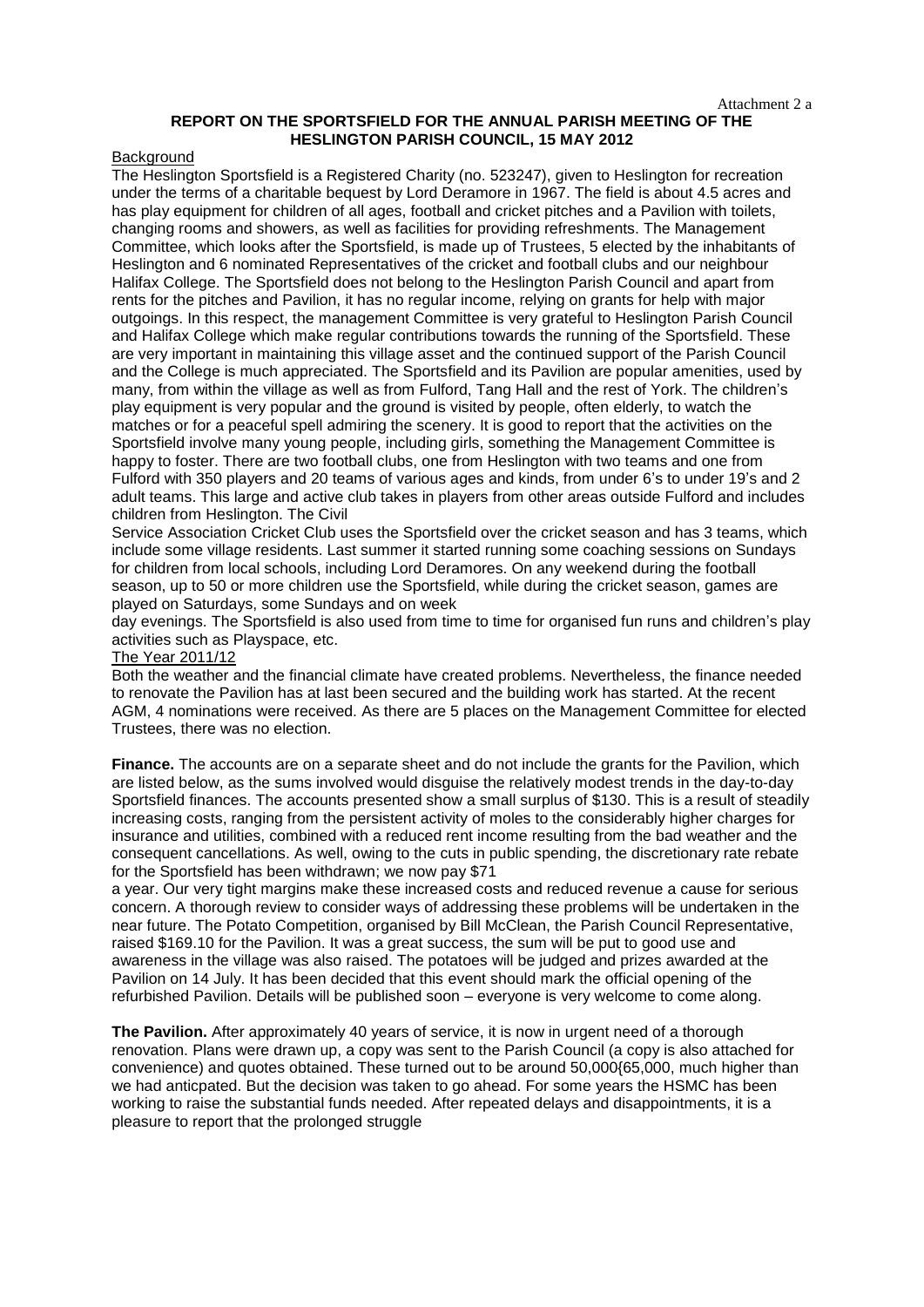Attachment 2 a

**REPORT ON THE SPORTSFIELD FOR THE ANNUAL PARISH MEETING OF THE HESLINGTON PARISH COUNCIL, 15 MAY 2012**

Background

The Heslington Sportsfield is a Registered Charity (no. 523247), given to Heslington for recreation under the terms of a charitable bequest by Lord Deramore in 1967. The field is about 4.5 acres and has play equipment for children of all ages, football and cricket pitches and a Pavilion with toilets, changing rooms and showers, as well as facilities for providing refreshments. The Management Committee, which looks after the Sportsfield, is made up of Trustees, 5 elected by the inhabitants of Heslington and 6 nominated Representatives of the cricket and football clubs and our neighbour Halifax College. The Sportsfield does not belong to the Heslington Parish Council and apart from rents for the pitches and Pavilion, it has no regular income, relying on grants for help with major outgoings. In this respect, the management Committee is very grateful to Heslington Parish Council and Halifax College which make regular contributions towards the running of the Sportsfield. These are very important in maintaining this village asset and the continued support of the Parish Council and the College is much appreciated. The Sportsfield and its Pavilion are popular amenities, used by many, from within the village as well as from Fulford, Tang Hall and the rest of York. The children's play equipment is very popular and the ground is visited by people, often elderly, to watch the matches or for a peaceful spell admiring the scenery. It is good to report that the activities on the Sportsfield involve many young people, including girls, something the Management Committee is happy to foster. There are two football clubs, one from Heslington with two teams and one from Fulford with 350 players and 20 teams of various ages and kinds, from under 6's to under 19's and 2 adult teams. This large and active club takes in players from other areas outside Fulford and includes children from Heslington. The Civil Service Association Cricket Club uses the Sportsfield over the cricket season and has 3 teams, which include some village residents. Last summer it started running some coaching sessions on Sundays for children from local schools, including Lord Deramores. On any weekend during the football season, up to 50 or more children use the Sportsfield, while during the cricket season, games are played on Saturdays, some Sundays and on week day evenings. The Sportsfield is also used from time to time for organised fun runs and children's play activities such as Playspace, etc.

The Year 2011/12

Both the weather and the financial climate have created problems. Nevertheless, the finance needed to renovate the Pavilion has at last been secured and the building work has started. At the recent AGM, 4 nominations were received. As there are 5 places on the Management Committee for elected Trustees, there was no election.

**Finance.** The accounts are on a separate sheet and do not include the grants for the Pavilion, which are listed below, as the sums involved would disguise the relatively modest trends in the day-to-day Sportsfield finances. The accounts presented show a small surplus of $130. This is a result of steadily increasing costs, ranging from the persistent activity of moles to the considerably higher charges for insurance and utilities, combined with a reduced rent income resulting from the bad weather and the consequent cancellations. As well, owing to the cuts in public spending, the discretionary rate rebate for the Sportsfield has been withdrawn; we now pay $71 a year. Our very tight margins make these increased costs and reduced revenue a cause for serious concern. A thorough review to consider ways of addressing these problems will be undertaken in the near future. The Potato Competition, organised by Bill McClean, the Parish Council Representative, raised $169.10 for the Pavilion. It was a great success, the sum will be put to good use and awareness in the village was also raised. The potatoes will be judged and prizes awarded at the Pavilion on 14 July. It has been decided that this event should mark the official opening of the refurbished Pavilion. Details will be published soon – everyone is very welcome to come along.

**The Pavilion.** After approximately 40 years of service, it is now in urgent need of a thorough renovation. Plans were drawn up, a copy was sent to the Parish Council (a copy is also attached for convenience) and quotes obtained. These turned out to be around 50,000{65,000, much higher than we had anticpated. But the decision was taken to go ahead. For some years the HSMC has been working to raise the substantial funds needed. After repeated delays and disappointments, it is a pleasure to report that the prolonged struggle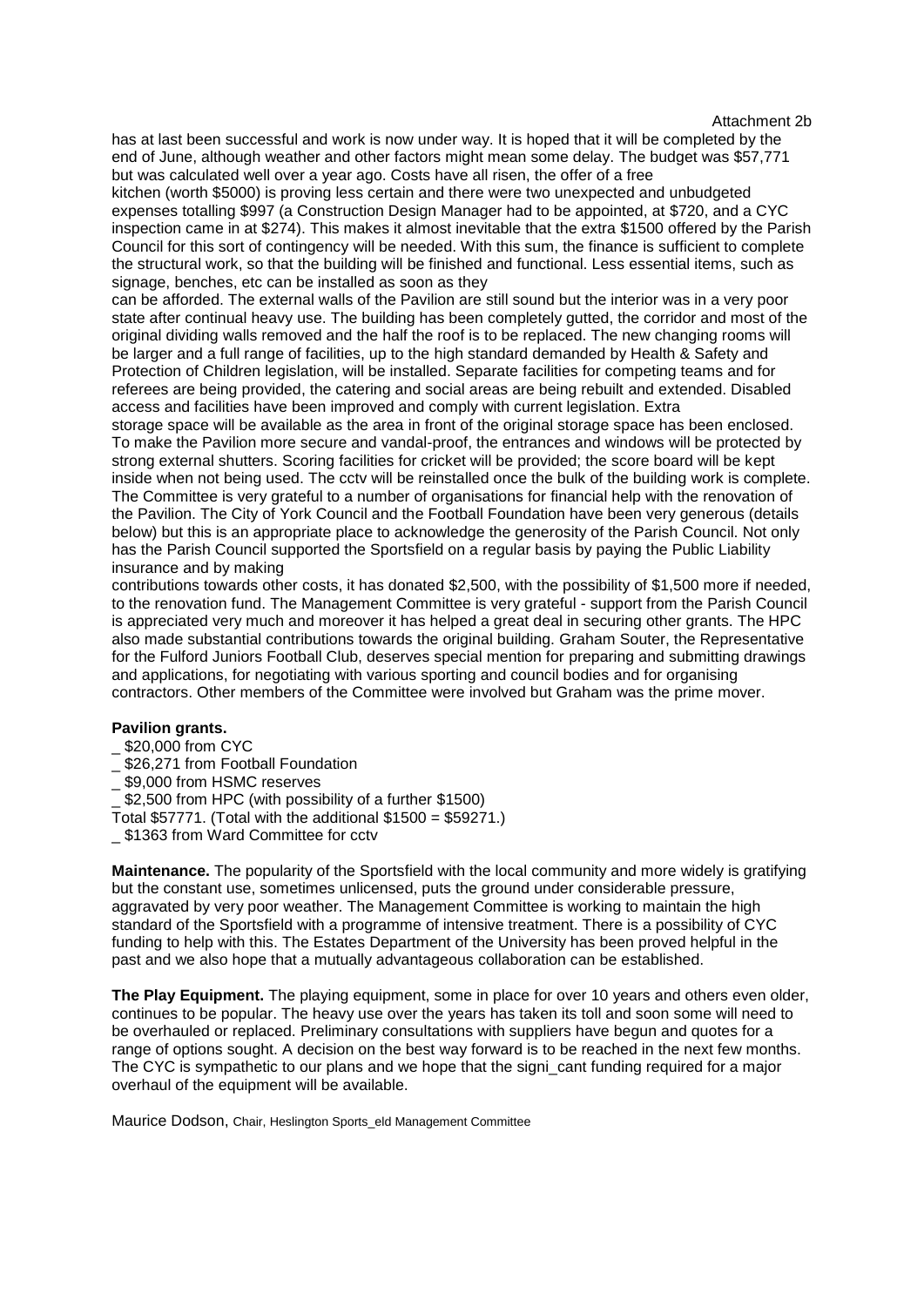Attachment 2b

has at last been successful and work is now under way. It is hoped that it will be completed by the end of June, although weather and other factors might mean some delay. The budget was $57,771 but was calculated well over a year ago. Costs have all risen, the offer of a free kitchen (worth $5000) is proving less certain and there were two unexpected and unbudgeted expenses totalling $997 (a Construction Design Manager had to be appointed, at $720, and a CYC inspection came in at $274). This makes it almost inevitable that the extra $1500 offered by the Parish Council for this sort of contingency will be needed. With this sum, the finance is sufficient to complete the structural work, so that the building will be finished and functional. Less essential items, such as signage, benches, etc can be installed as soon as they can be afforded. The external walls of the Pavilion are still sound but the interior was in a very poor state after continual heavy use. The building has been completely gutted, the corridor and most of the original dividing walls removed and the half the roof is to be replaced. The new changing rooms will be larger and a full range of facilities, up to the high standard demanded by Health & Safety and Protection of Children legislation, will be installed. Separate facilities for competing teams and for referees are being provided, the catering and social areas are being rebuilt and extended. Disabled access and facilities have been improved and comply with current legislation. Extra storage space will be available as the area in front of the original storage space has been enclosed. To make the Pavilion more secure and vandal-proof, the entrances and windows will be protected by strong external shutters. Scoring facilities for cricket will be provided; the score board will be kept inside when not being used. The cctv will be reinstalled once the bulk of the building work is complete. The Committee is very grateful to a number of organisations for financial help with the renovation of the Pavilion. The City of York Council and the Football Foundation have been very generous (details below) but this is an appropriate place to acknowledge the generosity of the Parish Council. Not only has the Parish Council supported the Sportsfield on a regular basis by paying the Public Liability insurance and by making contributions towards other costs, it has donated $2,500, with the possibility of $1,500 more if needed, to the renovation fund. The Management Committee is very grateful - support from the Parish Council is appreciated very much and moreover it has helped a great deal in securing other grants. The HPC also made substantial contributions towards the original building. Graham Souter, the Representative for the Fulford Juniors Football Club, deserves special mention for preparing and submitting drawings and applications, for negotiating with various sporting and council bodies and for organising contractors. Other members of the Committee were involved but Graham was the prime mover.

**Pavilion grants.**

- $20,000 from CYC
- $26,271 from Football Foundation
- $9,000 from HSMC reserves
- $2,500 from HPC (with possibility of a further $1500)

Total $57771. (Total with the additional $1500 = $59271.)

- $1363 from Ward Committee for cctv

**Maintenance.** The popularity of the Sportsfield with the local community and more widely is gratifying but the constant use, sometimes unlicensed, puts the ground under considerable pressure, aggravated by very poor weather. The Management Committee is working to maintain the high standard of the Sportsfield with a programme of intensive treatment. There is a possibility of CYC funding to help with this. The Estates Department of the University has been proved helpful in the past and we also hope that a mutually advantageous collaboration can be established.

**The Play Equipment.** The playing equipment, some in place for over 10 years and others even older, continues to be popular. The heavy use over the years has taken its toll and soon some will need to be overhauled or replaced. Preliminary consultations with suppliers have begun and quotes for a range of options sought. A decision on the best way forward is to be reached in the next few months. The CYC is sympathetic to our plans and we hope that the signi_cant funding required for a major overhaul of the equipment will be available.

Maurice Dodson, Chair, Heslington Sports_eld Management Committee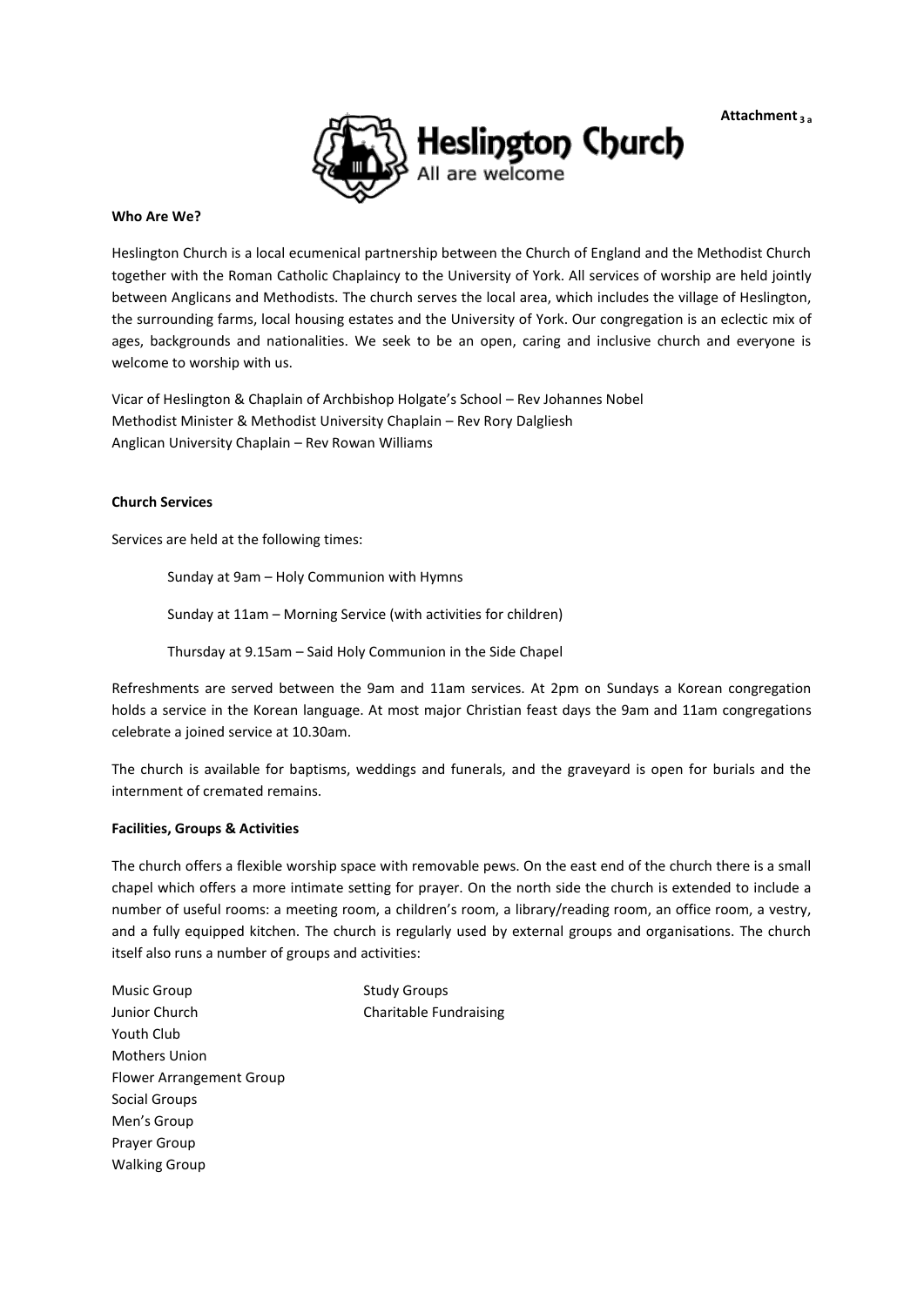**Attachment** $_{3\ a}$

Heslington Church
All are welcome

**Who Are We?**

Heslington Church is a local ecumenical partnership between the Church of England and the Methodist Church together with the Roman Catholic Chaplaincy to the University of York. All services of worship are held jointly between Anglicans and Methodists. The church serves the local area, which includes the village of Heslington, the surrounding farms, local housing estates and the University of York. Our congregation is an eclectic mix of ages, backgrounds and nationalities. We seek to be an open, caring and inclusive church and everyone is welcome to worship with us.

Vicar of Heslington & Chaplain of Archbishop Holgate's School – Rev Johannes Nobel
Methodist Minister & Methodist University Chaplain – Rev Rory Dalgliesh
Anglican University Chaplain – Rev Rowan Williams

**Church Services**

Services are held at the following times:

Sunday at 9am – Holy Communion with Hymns

Sunday at 11am – Morning Service (with activities for children)

Thursday at 9.15am – Said Holy Communion in the Side Chapel

Refreshments are served between the 9am and 11am services. At 2pm on Sundays a Korean congregation holds a service in the Korean language. At most major Christian feast days the 9am and 11am congregations celebrate a joined service at 10.30am.

The church is available for baptisms, weddings and funerals, and the graveyard is open for burials and the internment of cremated remains.

**Facilities, Groups & Activities**

The church offers a flexible worship space with removable pews. On the east end of the church there is a small chapel which offers a more intimate setting for prayer. On the north side the church is extended to include a number of useful rooms: a meeting room, a children's room, a library/reading room, an office room, a vestry, and a fully equipped kitchen. The church is regularly used by external groups and organisations. The church itself also runs a number of groups and activities:

Music Group
Junior Church
Youth Club
Mothers Union
Flower Arrangement Group
Social Groups
Men's Group
Prayer Group
Walking Group
Study Groups
Charitable Fundraising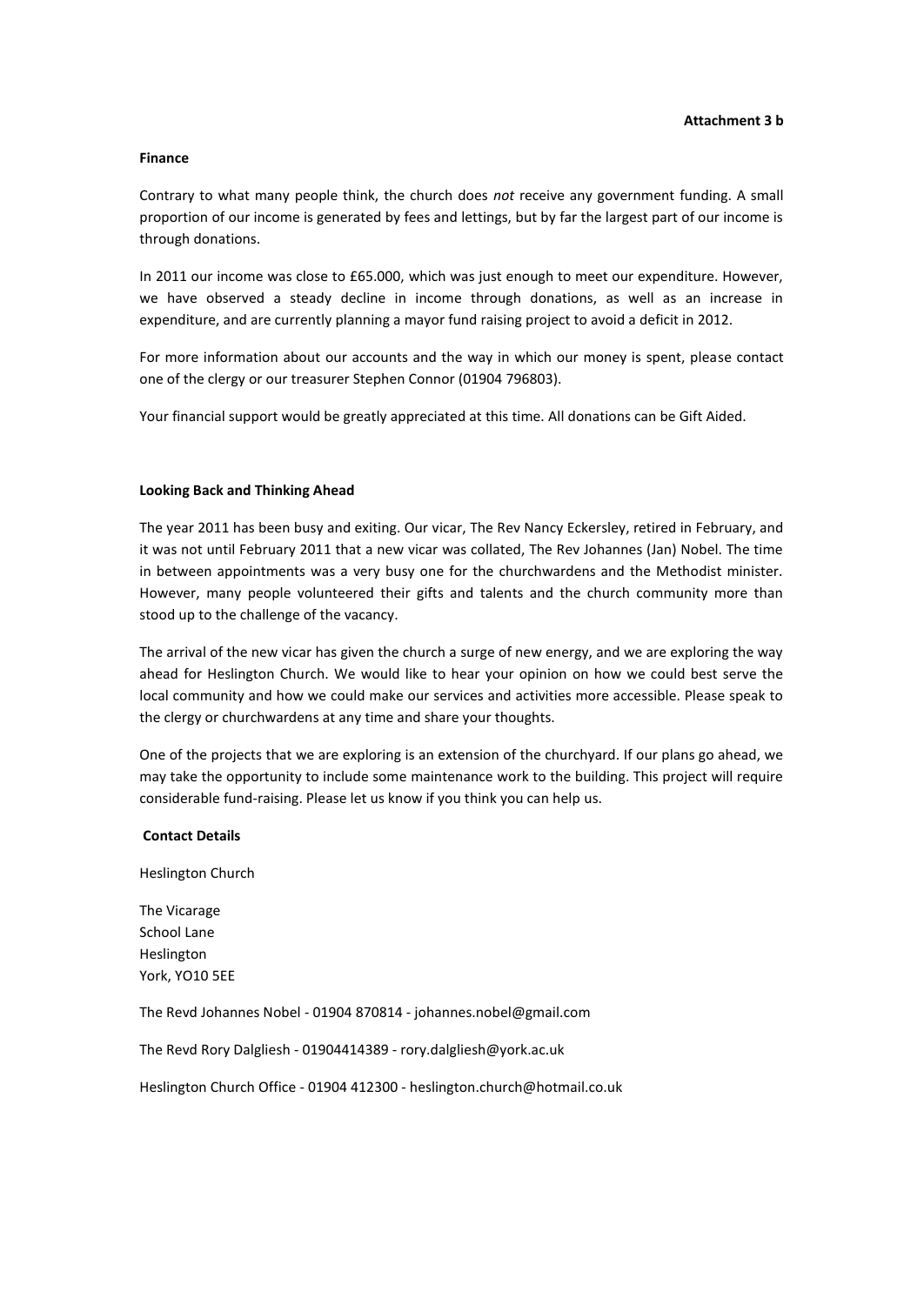**Attachment 3 b**

**Finance**

Contrary to what many people think, the church does *not* receive any government funding. A small proportion of our income is generated by fees and lettings, but by far the largest part of our income is through donations.

In 2011 our income was close to £65.000, which was just enough to meet our expenditure. However, we have observed a steady decline in income through donations, as well as an increase in expenditure, and are currently planning a mayor fund raising project to avoid a deficit in 2012.

For more information about our accounts and the way in which our money is spent, please contact one of the clergy or our treasurer Stephen Connor (01904 796803).

Your financial support would be greatly appreciated at this time. All donations can be Gift Aided.

**Looking Back and Thinking Ahead**

The year 2011 has been busy and exiting. Our vicar, The Rev Nancy Eckersley, retired in February, and it was not until February 2011 that a new vicar was collated, The Rev Johannes (Jan) Nobel. The time in between appointments was a very busy one for the churchwardens and the Methodist minister. However, many people volunteered their gifts and talents and the church community more than stood up to the challenge of the vacancy.

The arrival of the new vicar has given the church a surge of new energy, and we are exploring the way ahead for Heslington Church. We would like to hear your opinion on how we could best serve the local community and how we could make our services and activities more accessible. Please speak to the clergy or churchwardens at any time and share your thoughts.

One of the projects that we are exploring is an extension of the churchyard. If our plans go ahead, we may take the opportunity to include some maintenance work to the building. This project will require considerable fund-raising. Please let us know if you think you can help us.

**Contact Details**

Heslington Church

The Vicarage
School Lane
Heslington
York, YO10 5EE

The Revd Johannes Nobel - 01904 870814 - johannes.nobel@gmail.com

The Revd Rory Dalgliesh - 01904414389 - rory.dalgliesh@york.ac.uk

Heslington Church Office - 01904 412300 - heslington.church@hotmail.co.uk